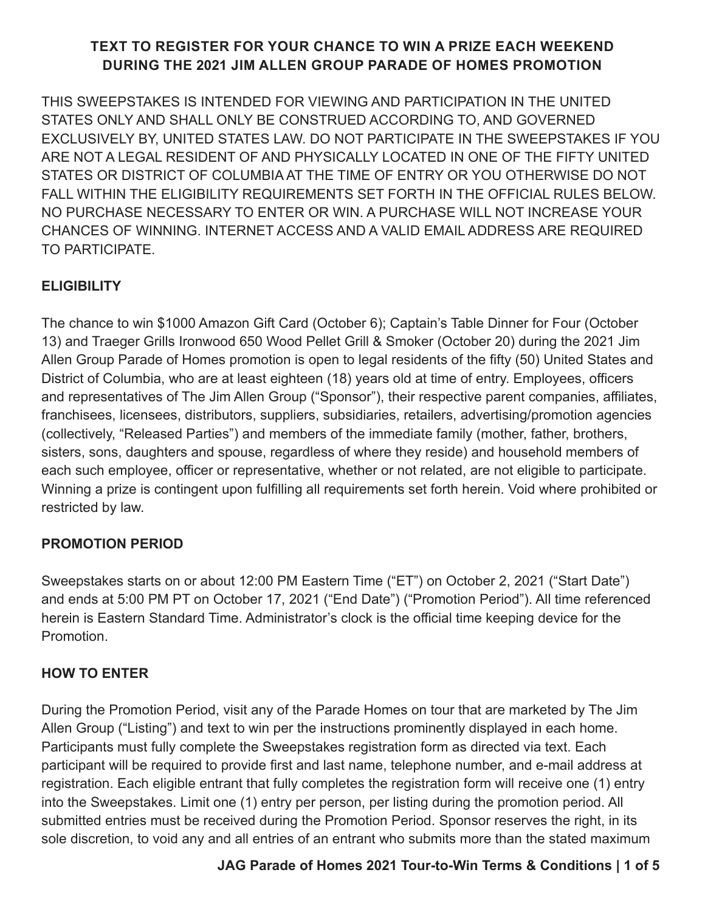**TEXT TO REGISTER FOR YOUR CHANCE TO WIN A PRIZE EACH WEEKEND DURING THE 2021 JIM ALLEN GROUP PARADE OF HOMES PROMOTION**

THIS SWEEPSTAKES IS INTENDED FOR VIEWING AND PARTICIPATION IN THE UNITED STATES ONLY AND SHALL ONLY BE CONSTRUED ACCORDING TO, AND GOVERNED EXCLUSIVELY BY, UNITED STATES LAW. DO NOT PARTICIPATE IN THE SWEEPSTAKES IF YOU ARE NOT A LEGAL RESIDENT OF AND PHYSICALLY LOCATED IN ONE OF THE FIFTY UNITED STATES OR DISTRICT OF COLUMBIA AT THE TIME OF ENTRY OR YOU OTHERWISE DO NOT FALL WITHIN THE ELIGIBILITY REQUIREMENTS SET FORTH IN THE OFFICIAL RULES BELOW. NO PURCHASE NECESSARY TO ENTER OR WIN. A PURCHASE WILL NOT INCREASE YOUR CHANCES OF WINNING. INTERNET ACCESS AND A VALID EMAIL ADDRESS ARE REQUIRED TO PARTICIPATE.

**ELIGIBILITY**

The chance to win $1000 Amazon Gift Card (October 6); Captain's Table Dinner for Four (October 13) and Traeger Grills Ironwood 650 Wood Pellet Grill & Smoker (October 20) during the 2021 Jim Allen Group Parade of Homes promotion is open to legal residents of the fifty (50) United States and District of Columbia, who are at least eighteen (18) years old at time of entry. Employees, officers and representatives of The Jim Allen Group ("Sponsor"), their respective parent companies, affiliates, franchisees, licensees, distributors, suppliers, subsidiaries, retailers, advertising/promotion agencies (collectively, "Released Parties") and members of the immediate family (mother, father, brothers, sisters, sons, daughters and spouse, regardless of where they reside) and household members of each such employee, officer or representative, whether or not related, are not eligible to participate. Winning a prize is contingent upon fulfilling all requirements set forth herein. Void where prohibited or restricted by law.

**PROMOTION PERIOD**

Sweepstakes starts on or about 12:00 PM Eastern Time ("ET") on October 2, 2021 ("Start Date") and ends at 5:00 PM PT on October 17, 2021 ("End Date") ("Promotion Period"). All time referenced herein is Eastern Standard Time. Administrator's clock is the official time keeping device for the Promotion.

**HOW TO ENTER**

During the Promotion Period, visit any of the Parade Homes on tour that are marketed by The Jim Allen Group ("Listing") and text to win per the instructions prominently displayed in each home. Participants must fully complete the Sweepstakes registration form as directed via text. Each participant will be required to provide first and last name, telephone number, and e-mail address at registration. Each eligible entrant that fully completes the registration form will receive one (1) entry into the Sweepstakes. Limit one (1) entry per person, per listing during the promotion period. All submitted entries must be received during the Promotion Period. Sponsor reserves the right, in its sole discretion, to void any and all entries of an entrant who submits more than the stated maximum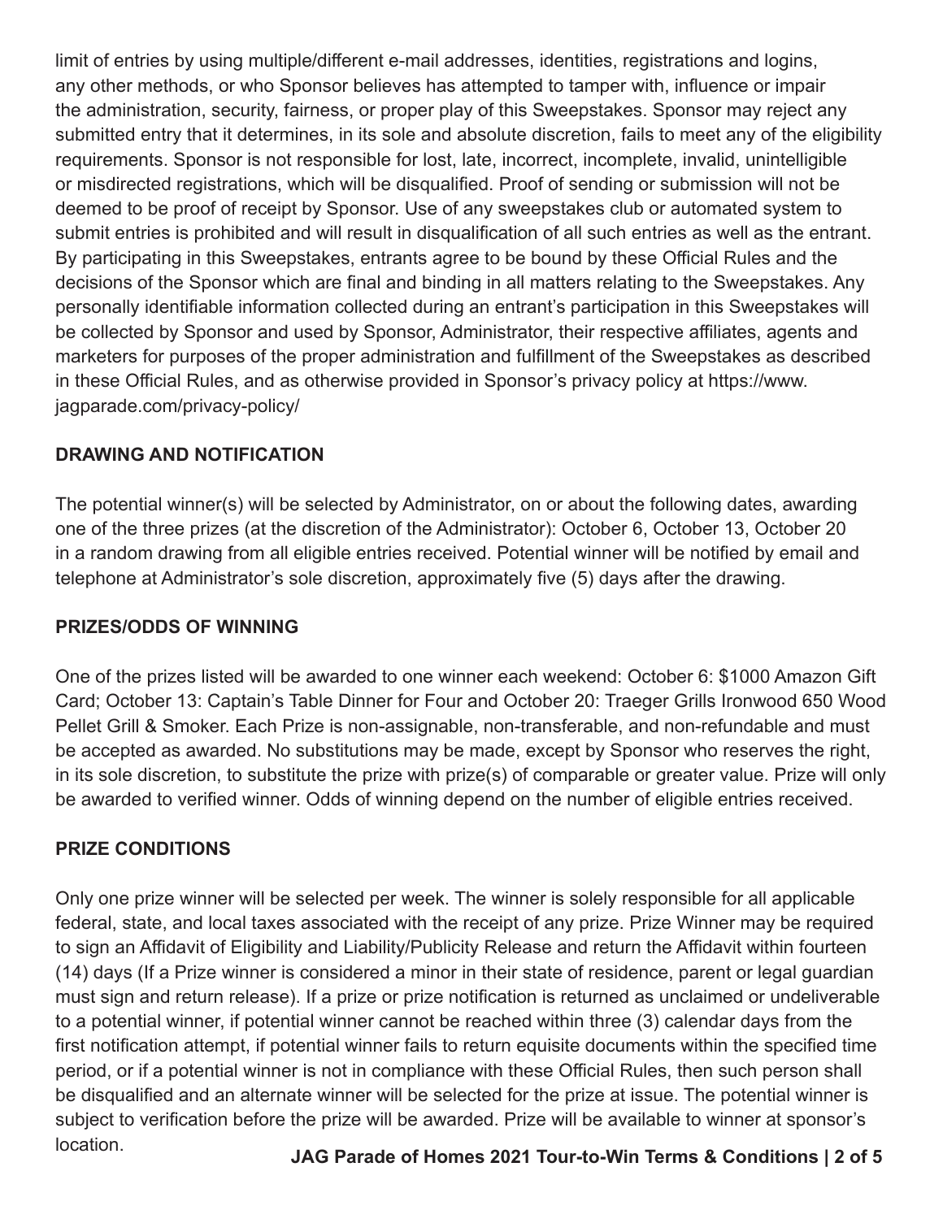limit of entries by using multiple/different e-mail addresses, identities, registrations and logins, any other methods, or who Sponsor believes has attempted to tamper with, influence or impair the administration, security, fairness, or proper play of this Sweepstakes. Sponsor may reject any submitted entry that it determines, in its sole and absolute discretion, fails to meet any of the eligibility requirements. Sponsor is not responsible for lost, late, incorrect, incomplete, invalid, unintelligible or misdirected registrations, which will be disqualified. Proof of sending or submission will not be deemed to be proof of receipt by Sponsor. Use of any sweepstakes club or automated system to submit entries is prohibited and will result in disqualification of all such entries as well as the entrant. By participating in this Sweepstakes, entrants agree to be bound by these Official Rules and the decisions of the Sponsor which are final and binding in all matters relating to the Sweepstakes. Any personally identifiable information collected during an entrant's participation in this Sweepstakes will be collected by Sponsor and used by Sponsor, Administrator, their respective affiliates, agents and marketers for purposes of the proper administration and fulfillment of the Sweepstakes as described in these Official Rules, and as otherwise provided in Sponsor's privacy policy at https://www.jagparade.com/privacy-policy/

**DRAWING AND NOTIFICATION**

The potential winner(s) will be selected by Administrator, on or about the following dates, awarding one of the three prizes (at the discretion of the Administrator): October 6, October 13, October 20 in a random drawing from all eligible entries received. Potential winner will be notified by email and telephone at Administrator's sole discretion, approximately five (5) days after the drawing.

**PRIZES/ODDS OF WINNING**

One of the prizes listed will be awarded to one winner each weekend: October 6: $1000 Amazon Gift Card; October 13: Captain's Table Dinner for Four and October 20: Traeger Grills Ironwood 650 Wood Pellet Grill & Smoker. Each Prize is non-assignable, non-transferable, and non-refundable and must be accepted as awarded. No substitutions may be made, except by Sponsor who reserves the right, in its sole discretion, to substitute the prize with prize(s) of comparable or greater value. Prize will only be awarded to verified winner. Odds of winning depend on the number of eligible entries received.

**PRIZE CONDITIONS**

Only one prize winner will be selected per week. The winner is solely responsible for all applicable federal, state, and local taxes associated with the receipt of any prize. Prize Winner may be required to sign an Affidavit of Eligibility and Liability/Publicity Release and return the Affidavit within fourteen (14) days (If a Prize winner is considered a minor in their state of residence, parent or legal guardian must sign and return release). If a prize or prize notification is returned as unclaimed or undeliverable to a potential winner, if potential winner cannot be reached within three (3) calendar days from the first notification attempt, if potential winner fails to return equisite documents within the specified time period, or if a potential winner is not in compliance with these Official Rules, then such person shall be disqualified and an alternate winner will be selected for the prize at issue. The potential winner is subject to verification before the prize will be awarded. Prize will be available to winner at sponsor's location.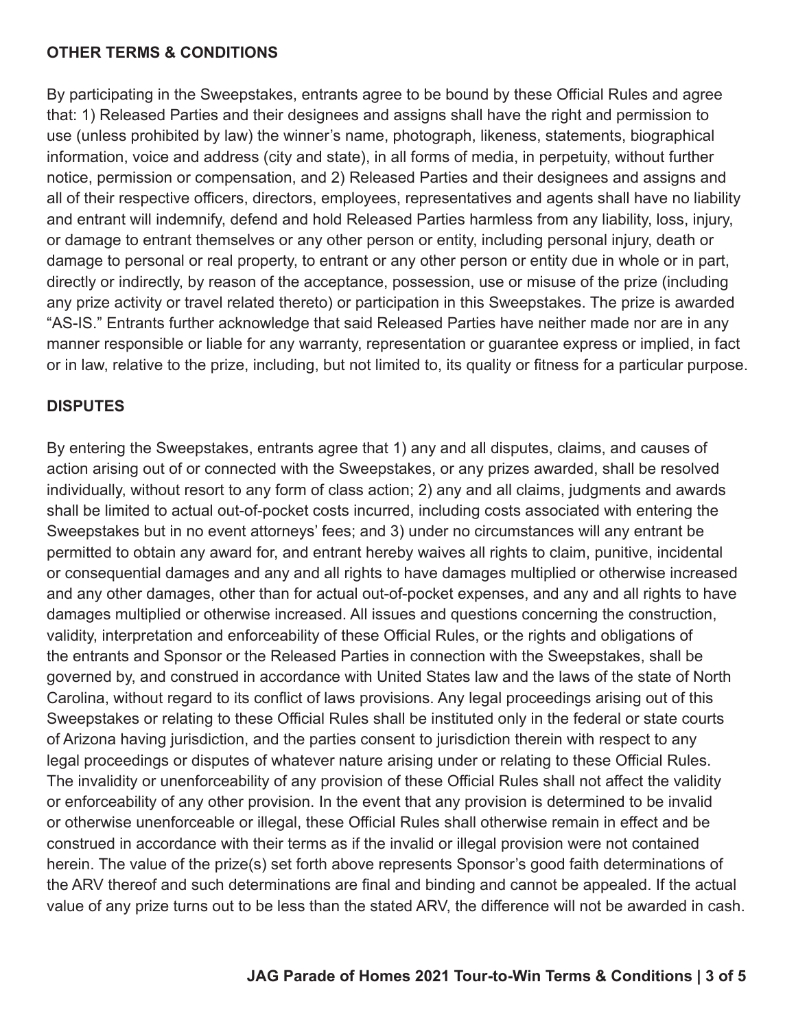## OTHER TERMS & CONDITIONS

By participating in the Sweepstakes, entrants agree to be bound by these Official Rules and agree that: 1) Released Parties and their designees and assigns shall have the right and permission to use (unless prohibited by law) the winner's name, photograph, likeness, statements, biographical information, voice and address (city and state), in all forms of media, in perpetuity, without further notice, permission or compensation, and 2) Released Parties and their designees and assigns and all of their respective officers, directors, employees, representatives and agents shall have no liability and entrant will indemnify, defend and hold Released Parties harmless from any liability, loss, injury, or damage to entrant themselves or any other person or entity, including personal injury, death or damage to personal or real property, to entrant or any other person or entity due in whole or in part, directly or indirectly, by reason of the acceptance, possession, use or misuse of the prize (including any prize activity or travel related thereto) or participation in this Sweepstakes. The prize is awarded "AS-IS." Entrants further acknowledge that said Released Parties have neither made nor are in any manner responsible or liable for any warranty, representation or guarantee express or implied, in fact or in law, relative to the prize, including, but not limited to, its quality or fitness for a particular purpose.

## DISPUTES

By entering the Sweepstakes, entrants agree that 1) any and all disputes, claims, and causes of action arising out of or connected with the Sweepstakes, or any prizes awarded, shall be resolved individually, without resort to any form of class action; 2) any and all claims, judgments and awards shall be limited to actual out-of-pocket costs incurred, including costs associated with entering the Sweepstakes but in no event attorneys' fees; and 3) under no circumstances will any entrant be permitted to obtain any award for, and entrant hereby waives all rights to claim, punitive, incidental or consequential damages and any and all rights to have damages multiplied or otherwise increased and any other damages, other than for actual out-of-pocket expenses, and any and all rights to have damages multiplied or otherwise increased. All issues and questions concerning the construction, validity, interpretation and enforceability of these Official Rules, or the rights and obligations of the entrants and Sponsor or the Released Parties in connection with the Sweepstakes, shall be governed by, and construed in accordance with United States law and the laws of the state of North Carolina, without regard to its conflict of laws provisions. Any legal proceedings arising out of this Sweepstakes or relating to these Official Rules shall be instituted only in the federal or state courts of Arizona having jurisdiction, and the parties consent to jurisdiction therein with respect to any legal proceedings or disputes of whatever nature arising under or relating to these Official Rules. The invalidity or unenforceability of any provision of these Official Rules shall not affect the validity or enforceability of any other provision. In the event that any provision is determined to be invalid or otherwise unenforceable or illegal, these Official Rules shall otherwise remain in effect and be construed in accordance with their terms as if the invalid or illegal provision were not contained herein. The value of the prize(s) set forth above represents Sponsor's good faith determinations of the ARV thereof and such determinations are final and binding and cannot be appealed. If the actual value of any prize turns out to be less than the stated ARV, the difference will not be awarded in cash.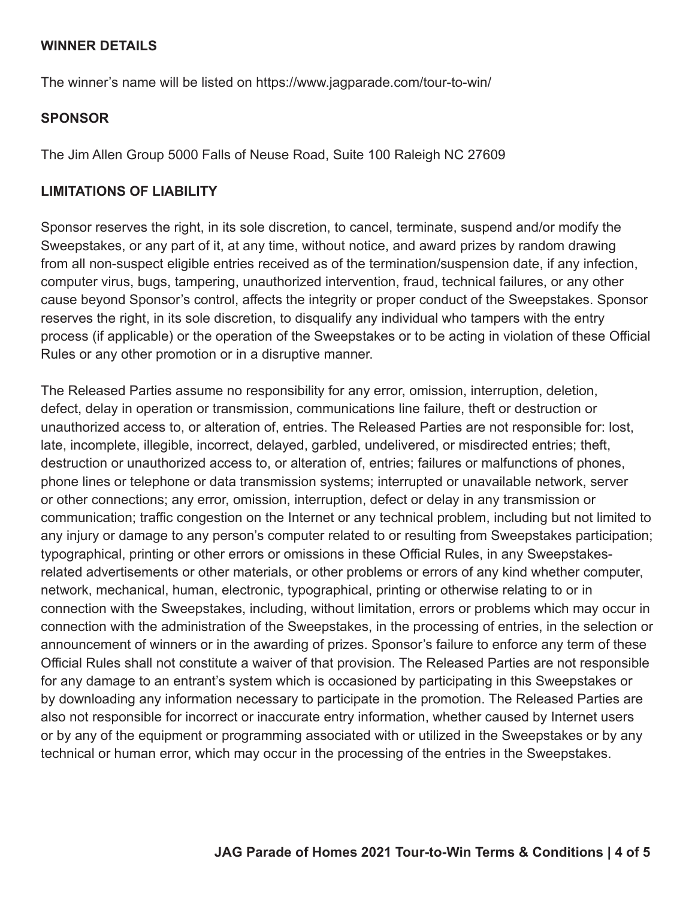**WINNER DETAILS**

The winner's name will be listed on https://www.jagparade.com/tour-to-win/

**SPONSOR**

The Jim Allen Group 5000 Falls of Neuse Road, Suite 100 Raleigh NC 27609

**LIMITATIONS OF LIABILITY**

Sponsor reserves the right, in its sole discretion, to cancel, terminate, suspend and/or modify the Sweepstakes, or any part of it, at any time, without notice, and award prizes by random drawing from all non-suspect eligible entries received as of the termination/suspension date, if any infection, computer virus, bugs, tampering, unauthorized intervention, fraud, technical failures, or any other cause beyond Sponsor's control, affects the integrity or proper conduct of the Sweepstakes. Sponsor reserves the right, in its sole discretion, to disqualify any individual who tampers with the entry process (if applicable) or the operation of the Sweepstakes or to be acting in violation of these Official Rules or any other promotion or in a disruptive manner.

The Released Parties assume no responsibility for any error, omission, interruption, deletion, defect, delay in operation or transmission, communications line failure, theft or destruction or unauthorized access to, or alteration of, entries. The Released Parties are not responsible for: lost, late, incomplete, illegible, incorrect, delayed, garbled, undelivered, or misdirected entries; theft, destruction or unauthorized access to, or alteration of, entries; failures or malfunctions of phones, phone lines or telephone or data transmission systems; interrupted or unavailable network, server or other connections; any error, omission, interruption, defect or delay in any transmission or communication; traffic congestion on the Internet or any technical problem, including but not limited to any injury or damage to any person's computer related to or resulting from Sweepstakes participation; typographical, printing or other errors or omissions in these Official Rules, in any Sweepstakes-related advertisements or other materials, or other problems or errors of any kind whether computer, network, mechanical, human, electronic, typographical, printing or otherwise relating to or in connection with the Sweepstakes, including, without limitation, errors or problems which may occur in connection with the administration of the Sweepstakes, in the processing of entries, in the selection or announcement of winners or in the awarding of prizes. Sponsor's failure to enforce any term of these Official Rules shall not constitute a waiver of that provision. The Released Parties are not responsible for any damage to an entrant's system which is occasioned by participating in this Sweepstakes or by downloading any information necessary to participate in the promotion. The Released Parties are also not responsible for incorrect or inaccurate entry information, whether caused by Internet users or by any of the equipment or programming associated with or utilized in the Sweepstakes or by any technical or human error, which may occur in the processing of the entries in the Sweepstakes.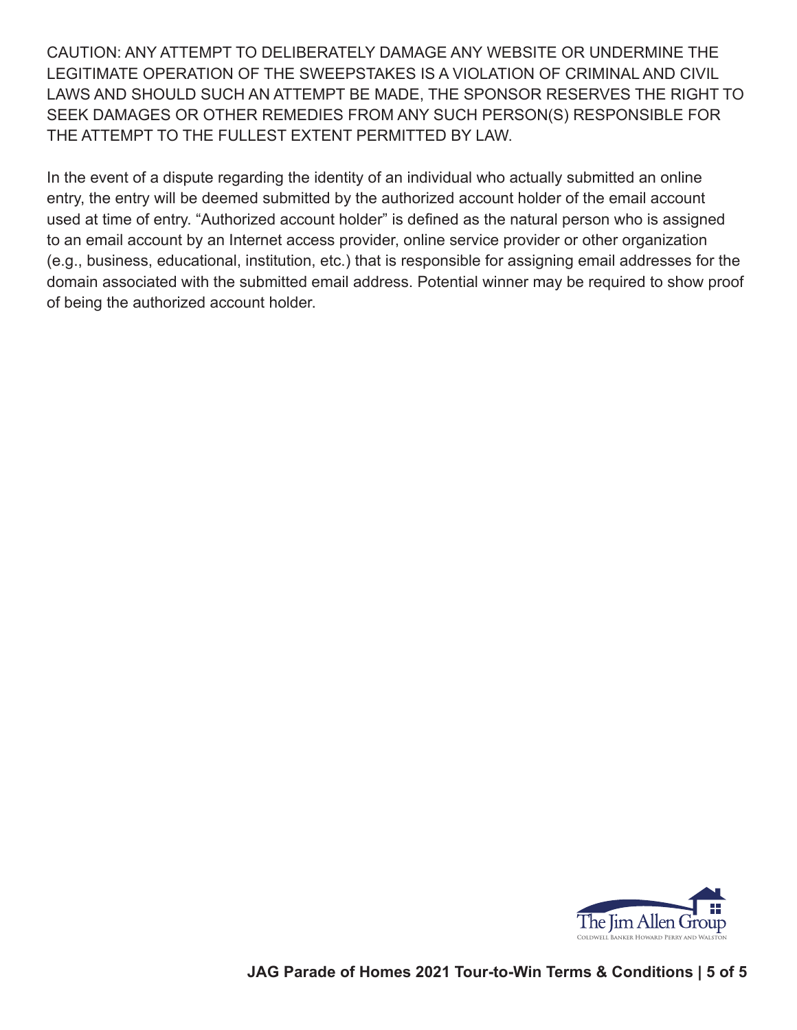CAUTION: ANY ATTEMPT TO DELIBERATELY DAMAGE ANY WEBSITE OR UNDERMINE THE LEGITIMATE OPERATION OF THE SWEEPSTAKES IS A VIOLATION OF CRIMINAL AND CIVIL LAWS AND SHOULD SUCH AN ATTEMPT BE MADE, THE SPONSOR RESERVES THE RIGHT TO SEEK DAMAGES OR OTHER REMEDIES FROM ANY SUCH PERSON(S) RESPONSIBLE FOR THE ATTEMPT TO THE FULLEST EXTENT PERMITTED BY LAW.

In the event of a dispute regarding the identity of an individual who actually submitted an online entry, the entry will be deemed submitted by the authorized account holder of the email account used at time of entry. "Authorized account holder" is defined as the natural person who is assigned to an email account by an Internet access provider, online service provider or other organization (e.g., business, educational, institution, etc.) that is responsible for assigning email addresses for the domain associated with the submitted email address. Potential winner may be required to show proof of being the authorized account holder.